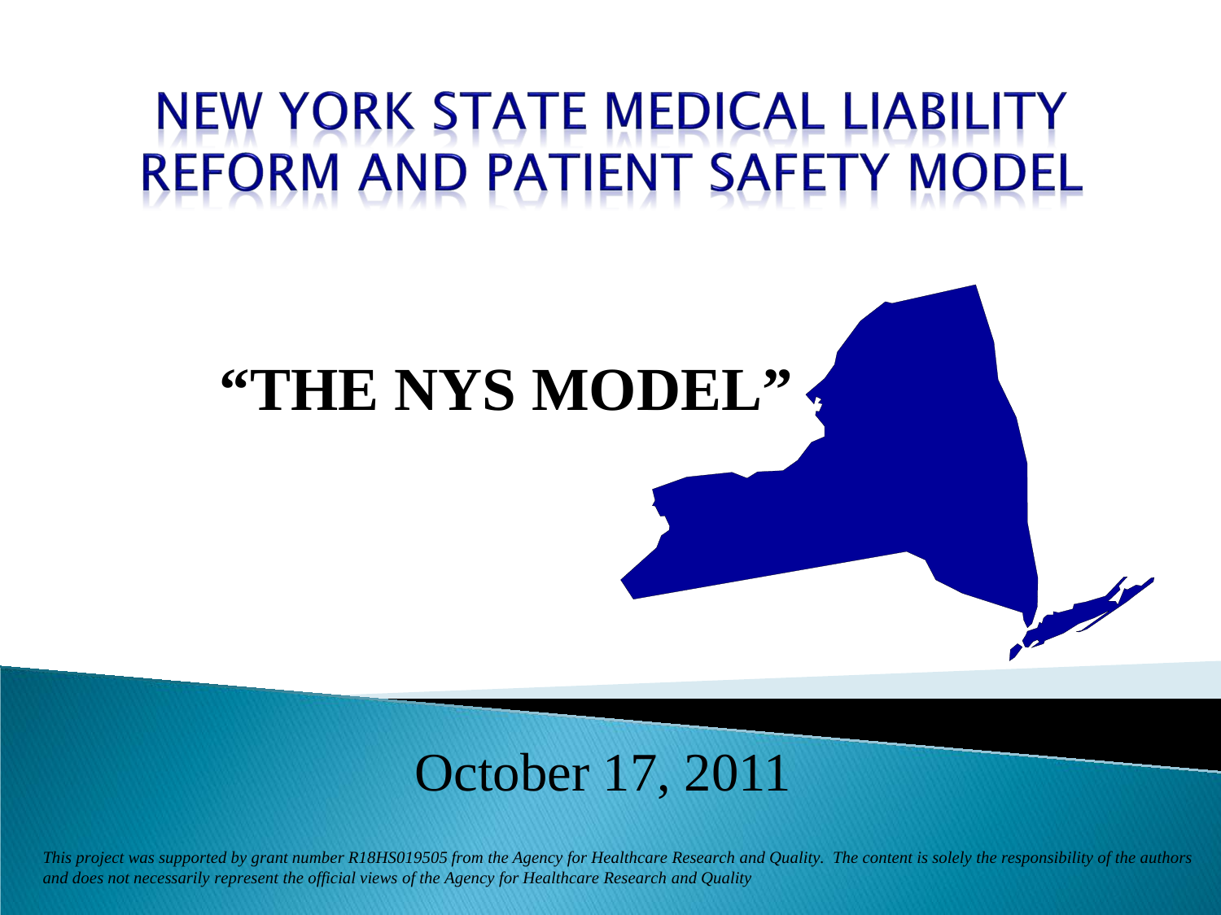# NEW YORK STATE MEDICAL LIABILITY REFORM AND PATIENT SAFETY MODEL

## "THE NYS MODEL"

October 17, 2011

*This project was supported by grant number R18HS019505 from the Agency for Healthcare Research and Quality. The content is solely the responsibility of the authors and does not necessarily represent the official views of the Agency for Healthcare Research and Quality*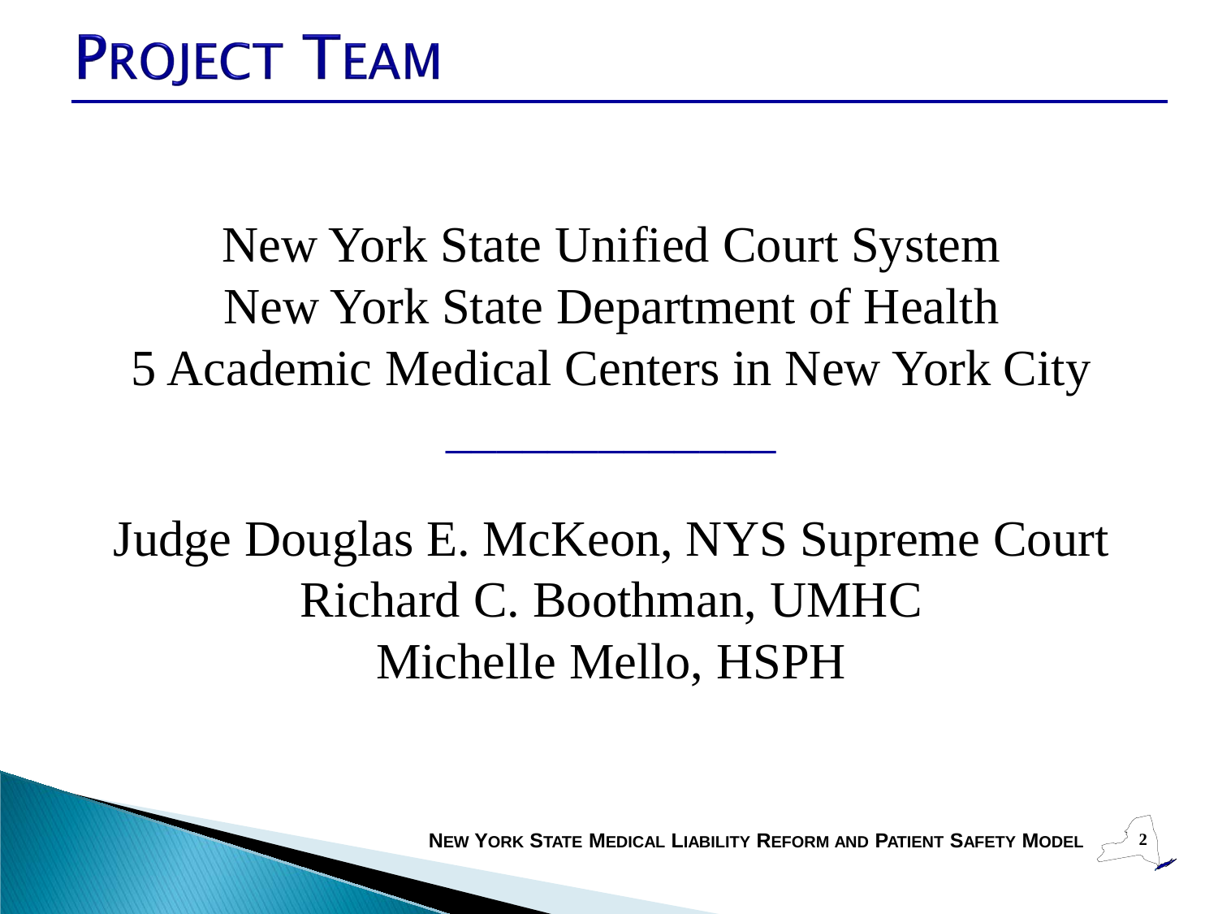# Project Team

New York State Unified Court System
New York State Department of Health
5 Academic Medical Centers in New York City

---

Judge Douglas E. McKeon, NYS Supreme Court
Richard C. Boothman, UMHC
Michelle Mello, HSPH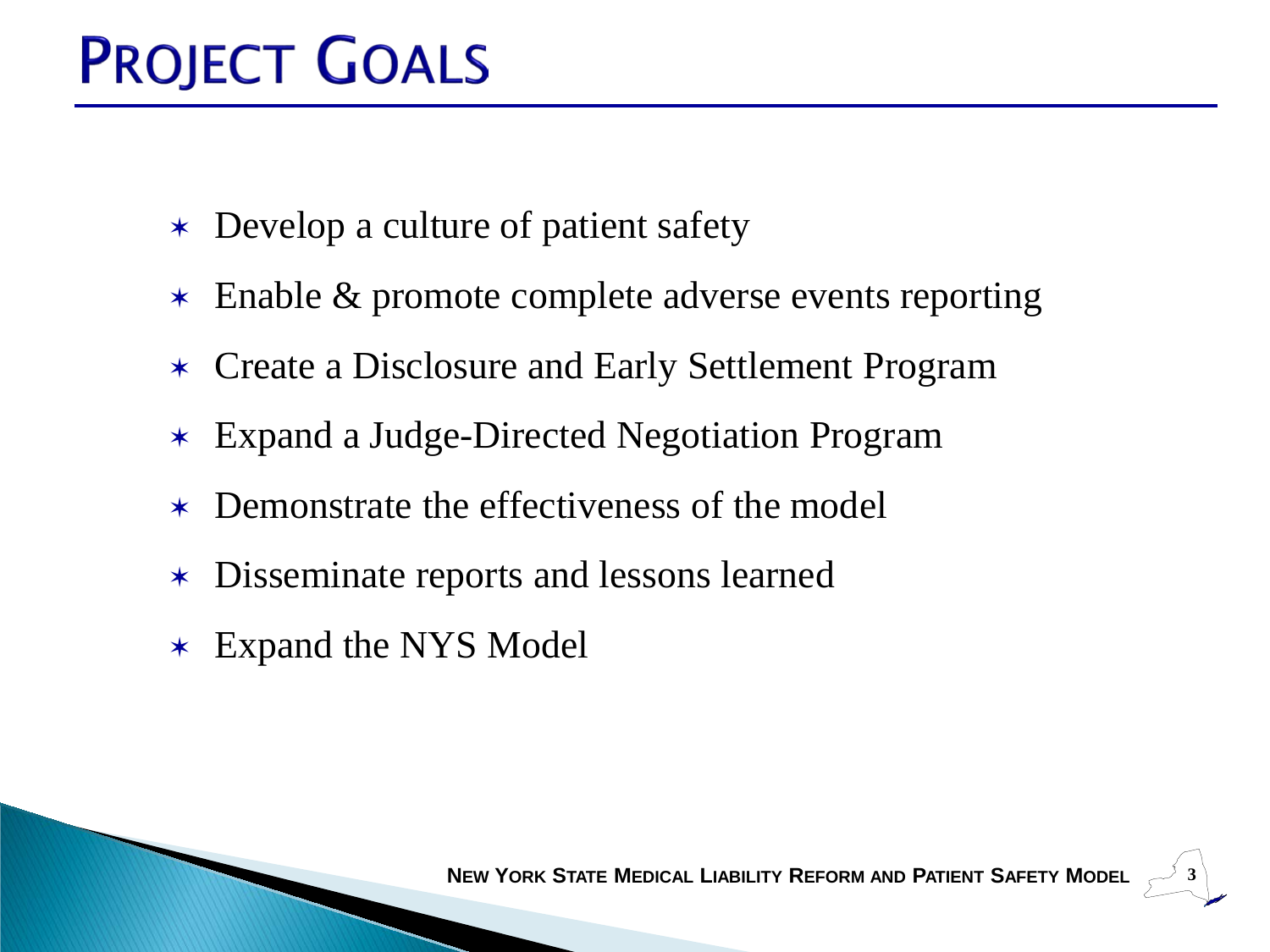# Project Goals

- Develop a culture of patient safety
- Enable & promote complete adverse events reporting
- Create a Disclosure and Early Settlement Program
- Expand a Judge-Directed Negotiation Program
- Demonstrate the effectiveness of the model
- Disseminate reports and lessons learned
- Expand the NYS Model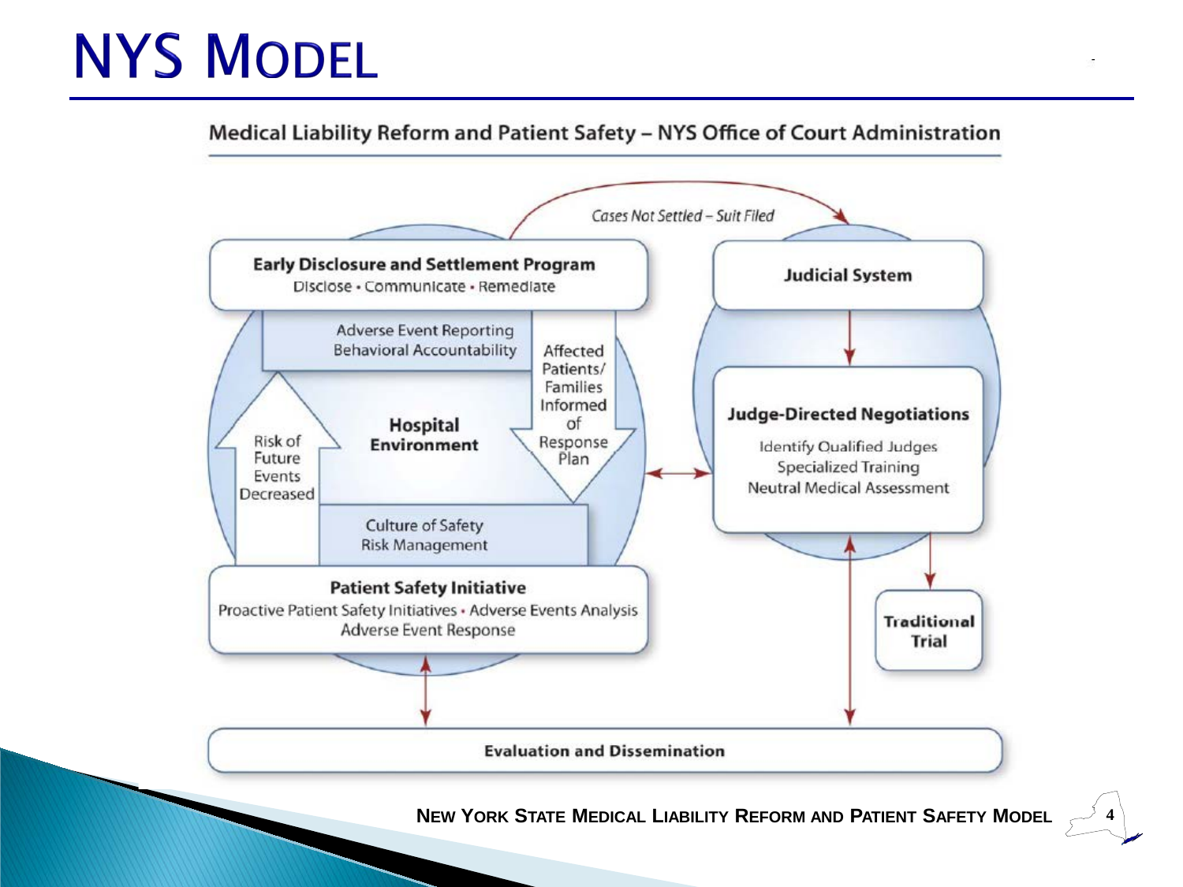# NYS Model

## Medical Liability Reform and Patient Safety – NYS Office of Court Administration

*Cases Not Settled – Suit Filed*

**Early Disclosure and Settlement Program**
Disclose • Communicate • Remediate

Adverse Event Reporting
Behavioral Accountability

Affected Patients/ Families Informed of Response Plan

**Hospital Environment**

Risk of Future Events Decreased

Culture of Safety
Risk Management

**Patient Safety Initiative**
Proactive Patient Safety Initiatives • Adverse Events Analysis
Adverse Event Response

**Judicial System**

**Judge-Directed Negotiations**
Identify Qualified Judges
Specialized Training
Neutral Medical Assessment

**Traditional Trial**

**Evaluation and Dissemination**

**New York State Medical Liability Reform and Patient Safety Model**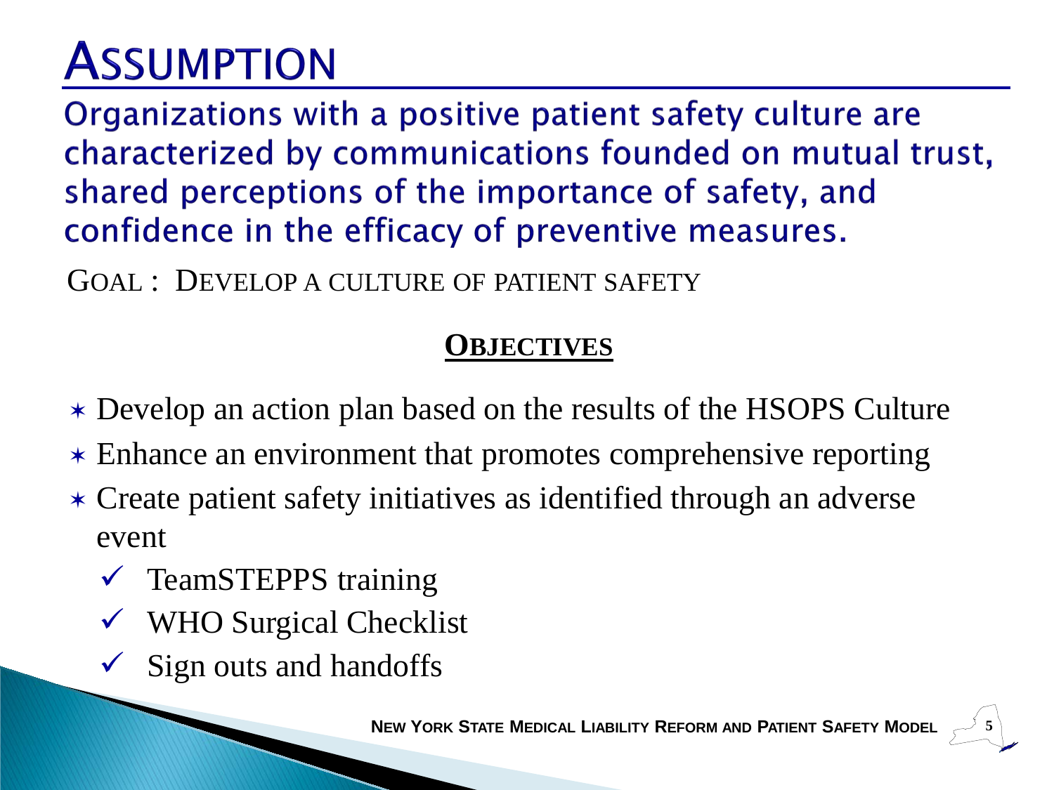# Assumption

Organizations with a positive patient safety culture are characterized by communications founded on mutual trust, shared perceptions of the importance of safety, and confidence in the efficacy of preventive measures.

GOAL : DEVELOP A CULTURE OF PATIENT SAFETY

## **OBJECTIVES**

- Develop an action plan based on the results of the HSOPS Culture
- Enhance an environment that promotes comprehensive reporting
- Create patient safety initiatives as identified through an adverse event
  - ✓ TeamSTEPPS training
  - ✓ WHO Surgical Checklist
  - ✓ Sign outs and handoffs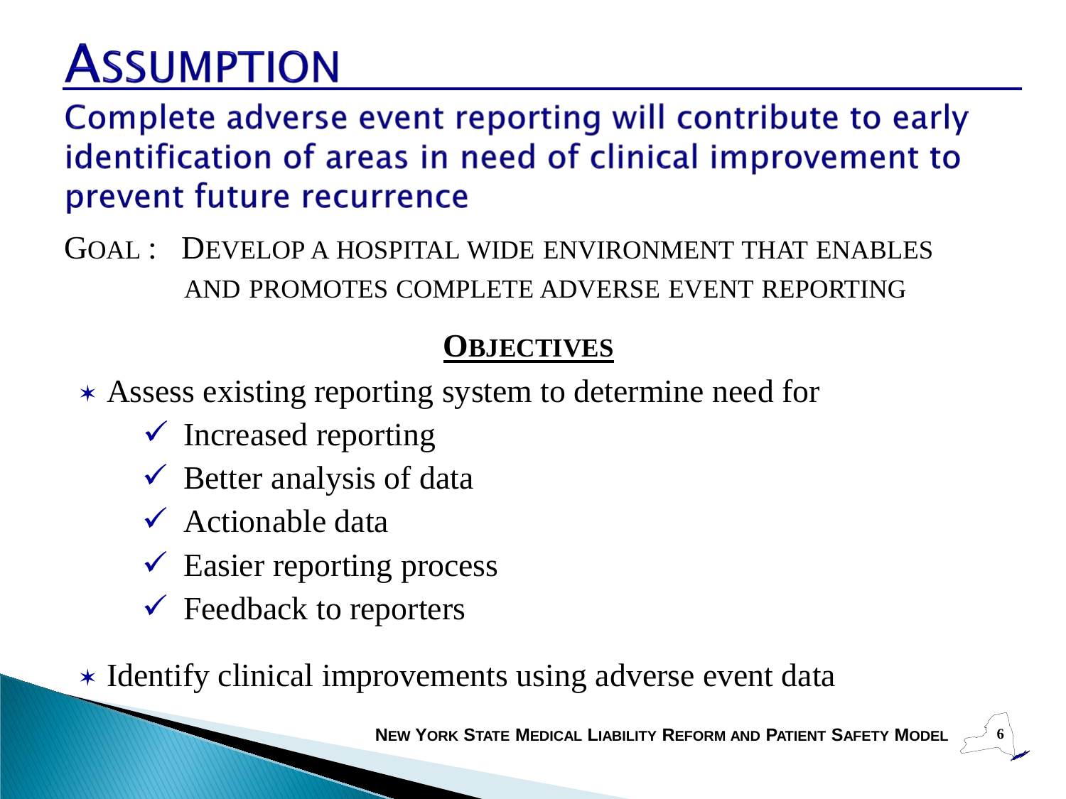# ASSUMPTION

## Complete adverse event reporting will contribute to early identification of areas in need of clinical improvement to prevent future recurrence

GOAL : DEVELOP A HOSPITAL WIDE ENVIRONMENT THAT ENABLES AND PROMOTES COMPLETE ADVERSE EVENT REPORTING

### OBJECTIVES

- Assess existing reporting system to determine need for
  - ✓ Increased reporting
  - ✓ Better analysis of data
  - ✓ Actionable data
  - ✓ Easier reporting process
  - ✓ Feedback to reporters
- Identify clinical improvements using adverse event data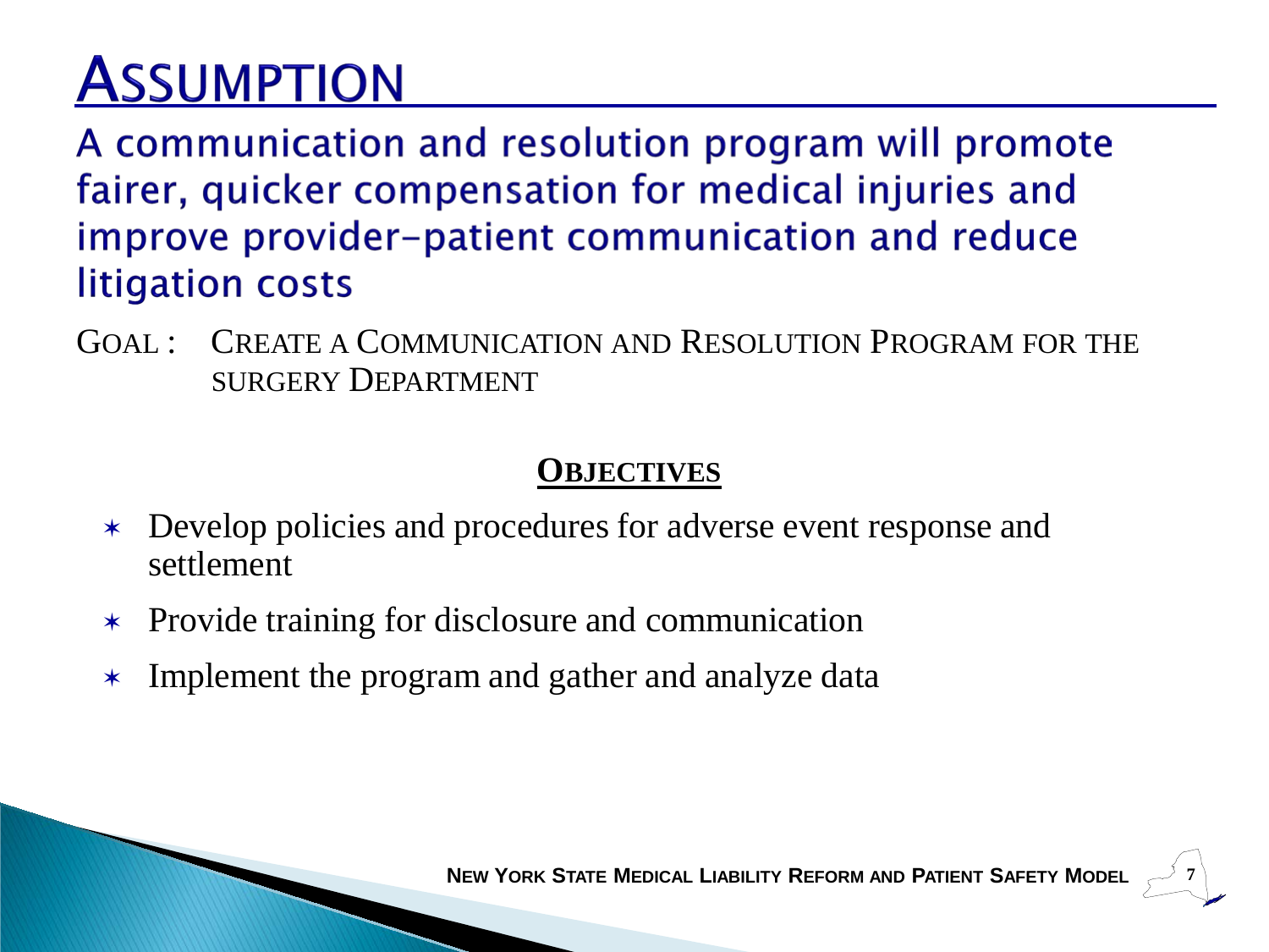# ASSUMPTION

## A communication and resolution program will promote fairer, quicker compensation for medical injuries and improve provider-patient communication and reduce litigation costs

GOAL : CREATE A COMMUNICATION AND RESOLUTION PROGRAM FOR THE SURGERY DEPARTMENT

### OBJECTIVES

- Develop policies and procedures for adverse event response and settlement
- Provide training for disclosure and communication
- Implement the program and gather and analyze data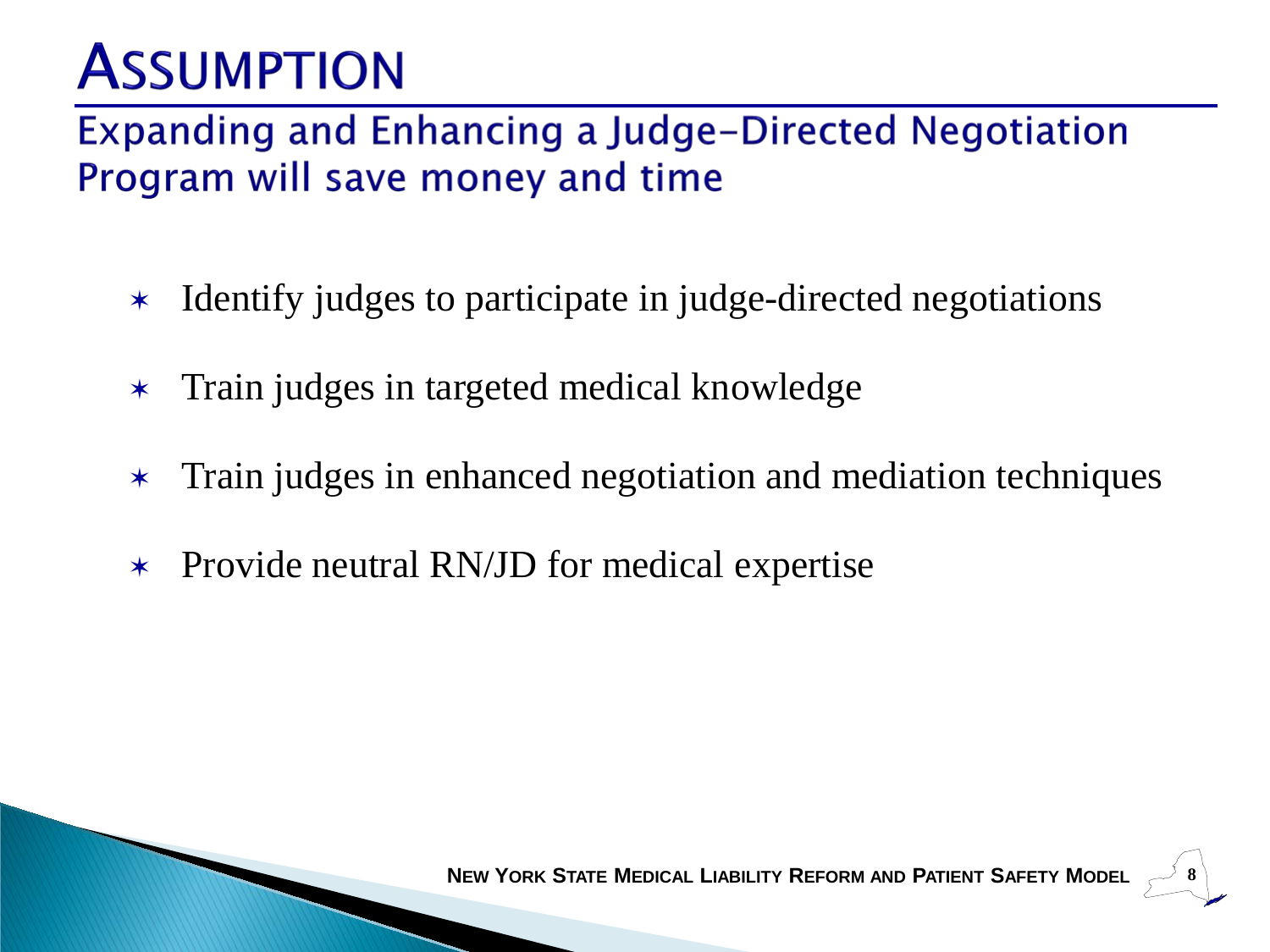# Assumption

## Expanding and Enhancing a Judge-Directed Negotiation Program will save money and time

- Identify judges to participate in judge-directed negotiations
- Train judges in targeted medical knowledge
- Train judges in enhanced negotiation and mediation techniques
- Provide neutral RN/JD for medical expertise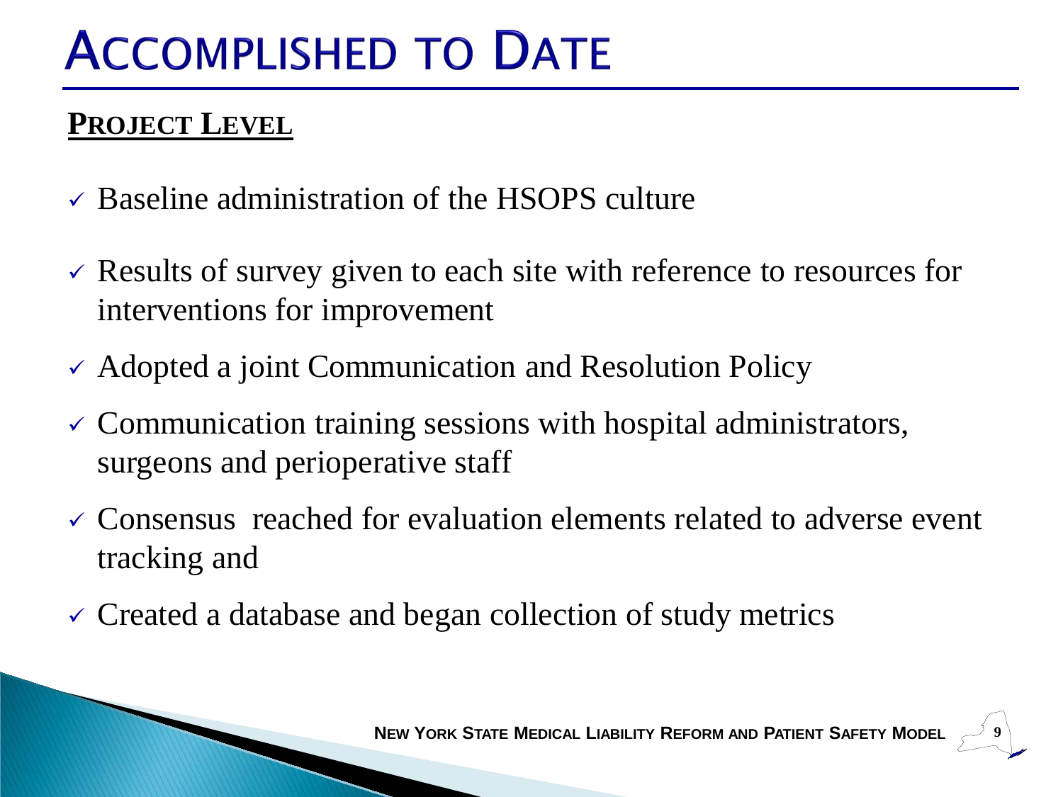# Accomplished to Date

**PROJECT LEVEL**

- ✓ Baseline administration of the HSOPS culture
- ✓ Results of survey given to each site with reference to resources for interventions for improvement
- ✓ Adopted a joint Communication and Resolution Policy
- ✓ Communication training sessions with hospital administrators, surgeons and perioperative staff
- ✓ Consensus reached for evaluation elements related to adverse event tracking and
- ✓ Created a database and began collection of study metrics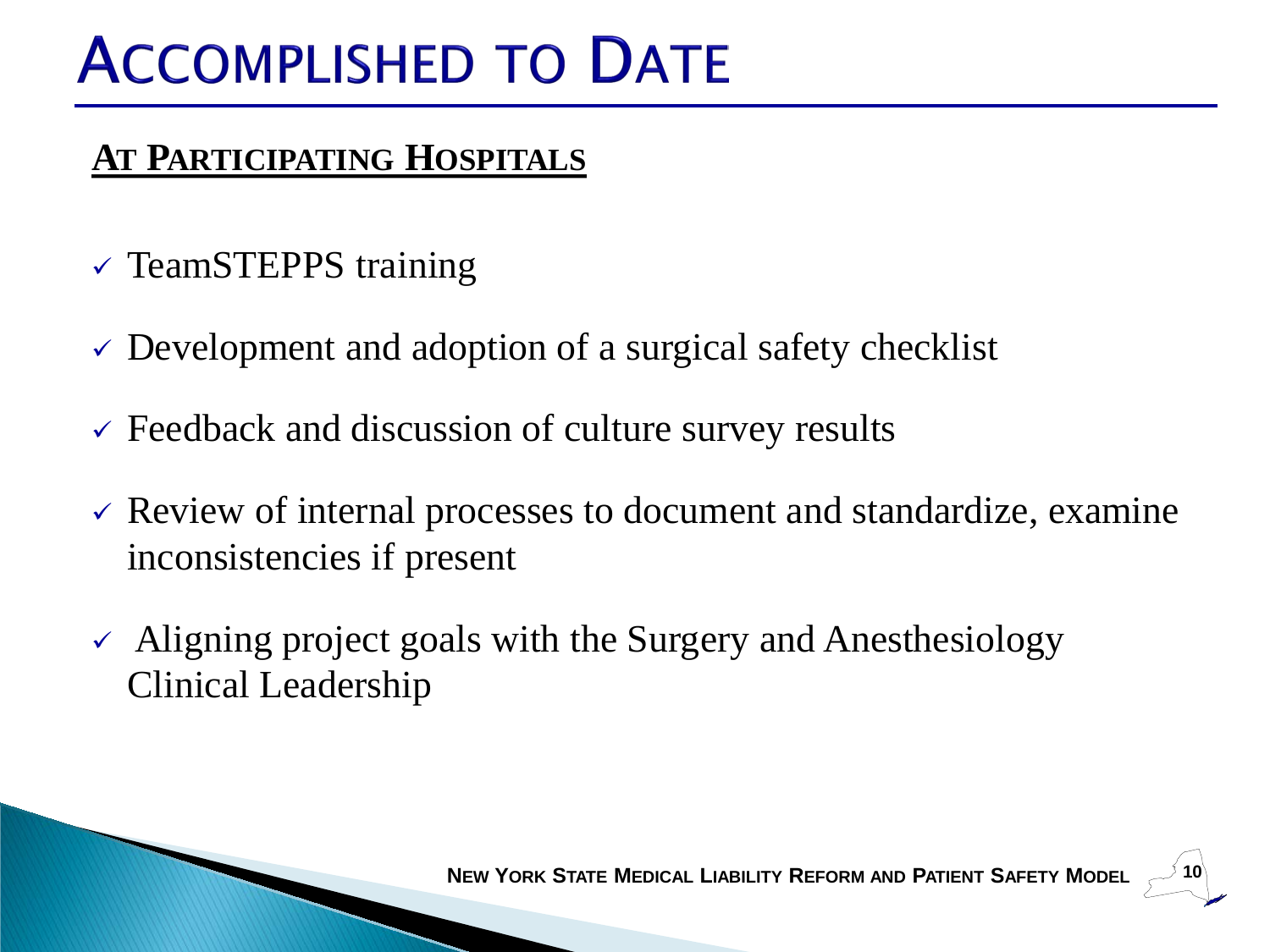# Accomplished to Date

**At Participating Hospitals**

- ✓ TeamSTEPPS training
- ✓ Development and adoption of a surgical safety checklist
- ✓ Feedback and discussion of culture survey results
- ✓ Review of internal processes to document and standardize, examine inconsistencies if present
- ✓ Aligning project goals with the Surgery and Anesthesiology Clinical Leadership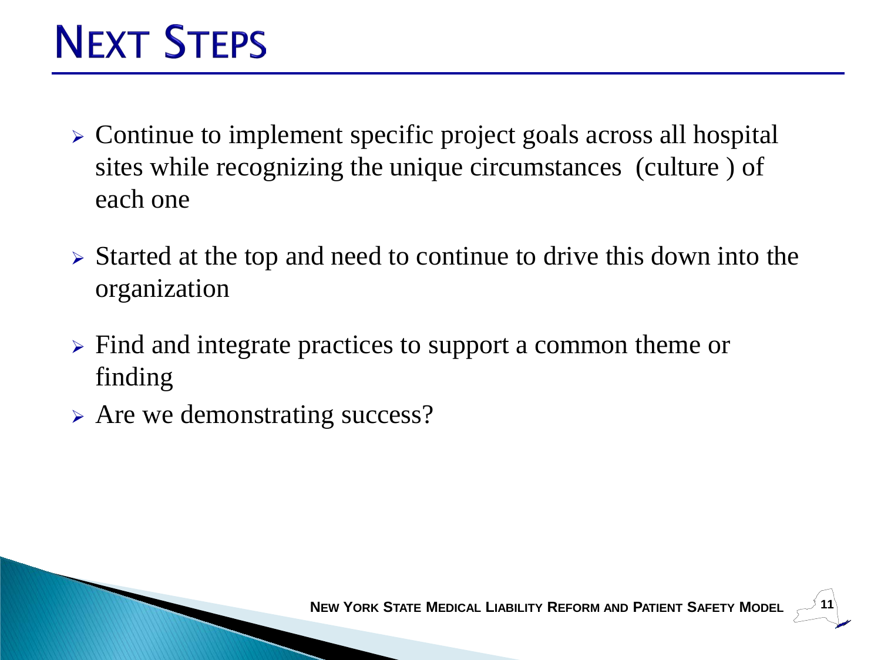# NEXT STEPS

- Continue to implement specific project goals across all hospital sites while recognizing the unique circumstances (culture ) of each one
- Started at the top and need to continue to drive this down into the organization
- Find and integrate practices to support a common theme or finding
- Are we demonstrating success?